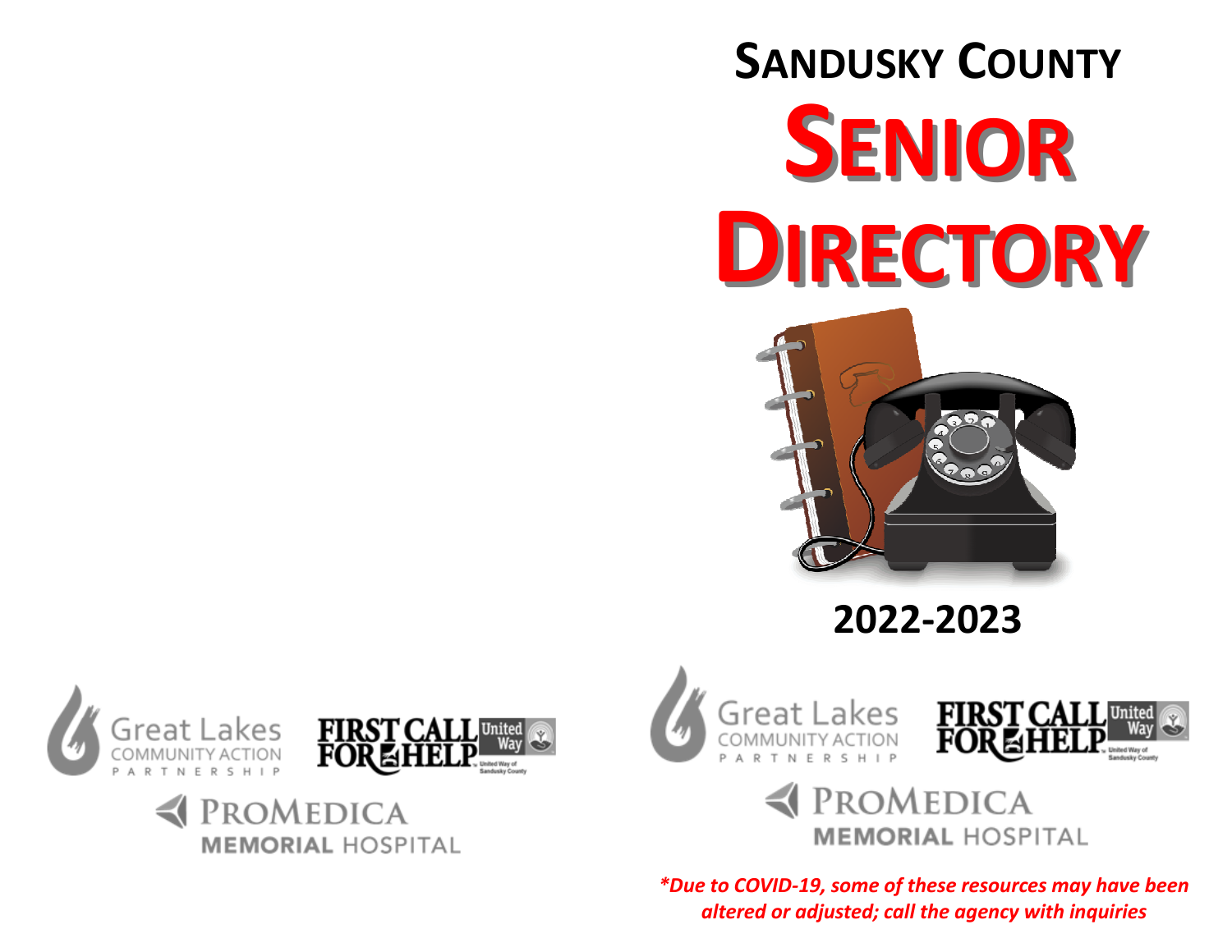# SANDUSKY COUNTY

# SENIOR DIRECTORY

## 2022-2023

Great Lakes COMMUNITY ACTION PARTNERSHIP

FIRST CALL FOR HELP United Way — United Way of Sandusky County

PROMEDICA MEMORIAL HOSPITAL

*\*Due to COVID-19, some of these resources may have been altered or adjusted; call the agency with inquiries*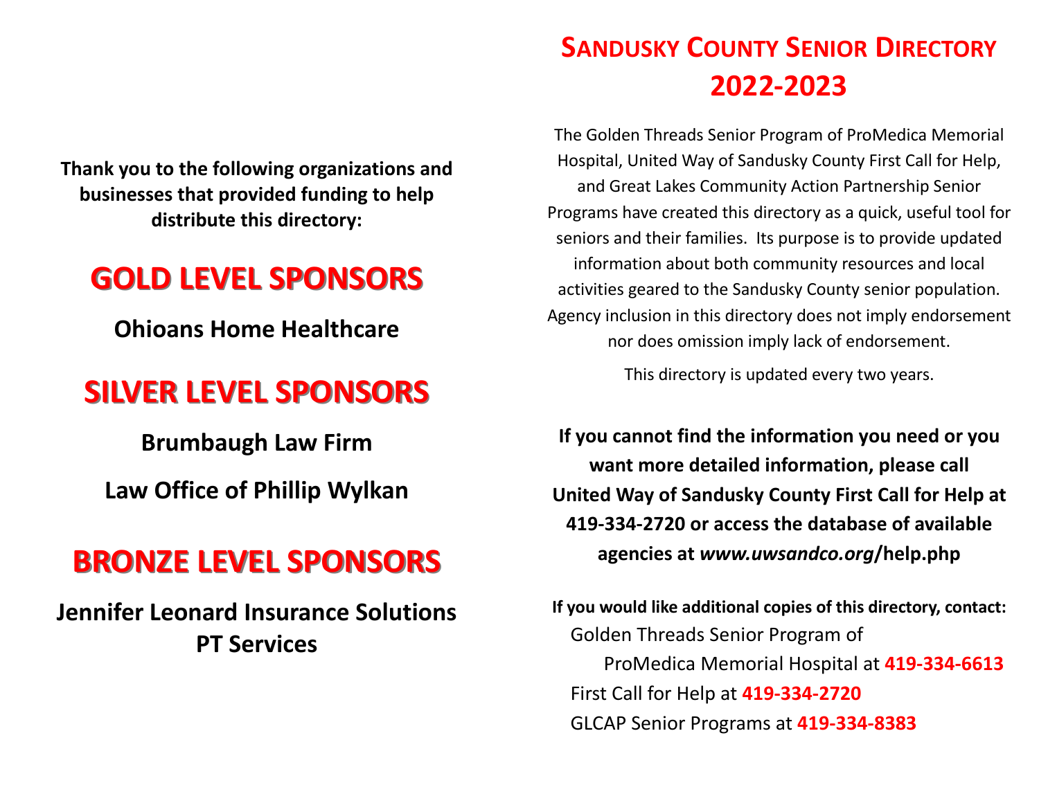**Thank you to the following organizations and businesses that provided funding to help distribute this directory:**

## GOLD LEVEL SPONSORS

**Ohioans Home Healthcare**

## SILVER LEVEL SPONSORS

**Brumbaugh Law Firm**

**Law Office of Phillip Wylkan**

## BRONZE LEVEL SPONSORS

**Jennifer Leonard Insurance Solutions**
**PT Services**

# Sandusky County Senior Directory 2022-2023

The Golden Threads Senior Program of ProMedica Memorial Hospital, United Way of Sandusky County First Call for Help, and Great Lakes Community Action Partnership Senior Programs have created this directory as a quick, useful tool for seniors and their families. Its purpose is to provide updated information about both community resources and local activities geared to the Sandusky County senior population. Agency inclusion in this directory does not imply endorsement nor does omission imply lack of endorsement.

This directory is updated every two years.

**If you cannot find the information you need or you want more detailed information, please call United Way of Sandusky County First Call for Help at 419-334-2720 or access the database of available agencies at *www.uwsandco.org*/help.php**

**If you would like additional copies of this directory, contact:**

Golden Threads Senior Program of ProMedica Memorial Hospital at **419-334-6613**

First Call for Help at **419-334-2720**

GLCAP Senior Programs at **419-334-8383**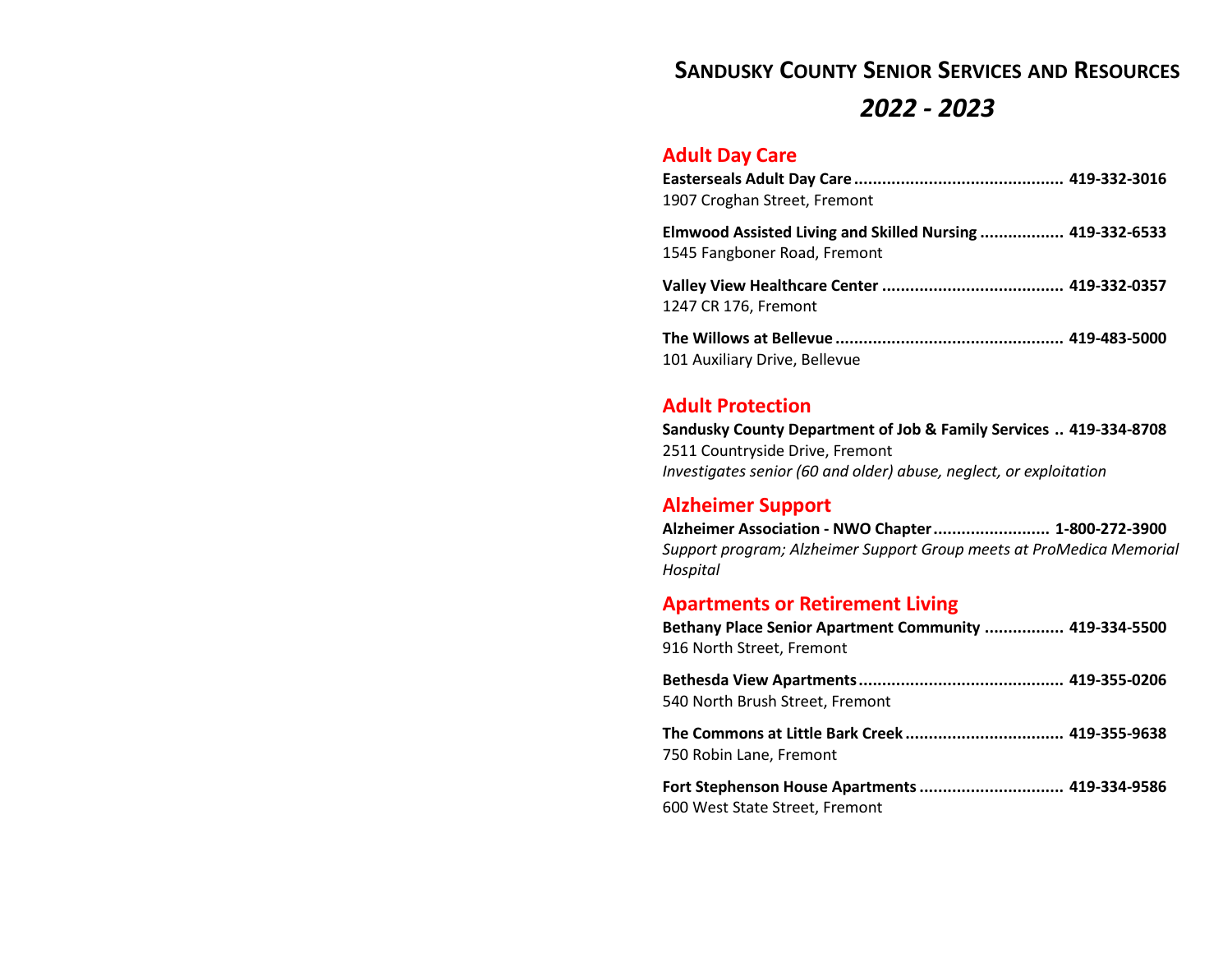# Sandusky County Senior Services and Resources

## *2022 - 2023*

## Adult Day Care

**Easterseals Adult Day Care ............................................ 419-332-3016**
1907 Croghan Street, Fremont

**Elmwood Assisted Living and Skilled Nursing ................. 419-332-6533**
1545 Fangboner Road, Fremont

**Valley View Healthcare Center ...................................... 419-332-0357**
1247 CR 176, Fremont

**The Willows at Bellevue ................................................ 419-483-5000**
101 Auxiliary Drive, Bellevue

## Adult Protection

**Sandusky County Department of Job & Family Services .. 419-334-8708**
2511 Countryside Drive, Fremont
*Investigates senior (60 and older) abuse, neglect, or exploitation*

## Alzheimer Support

**Alzheimer Association - NWO Chapter ........................ 1-800-272-3900**
*Support program; Alzheimer Support Group meets at ProMedica Memorial Hospital*

## Apartments or Retirement Living

**Bethany Place Senior Apartment Community ................ 419-334-5500**
916 North Street, Fremont

**Bethesda View Apartments ........................................... 419-355-0206**
540 North Brush Street, Fremont

**The Commons at Little Bark Creek ................................. 419-355-9638**
750 Robin Lane, Fremont

**Fort Stephenson House Apartments .............................. 419-334-9586**
600 West State Street, Fremont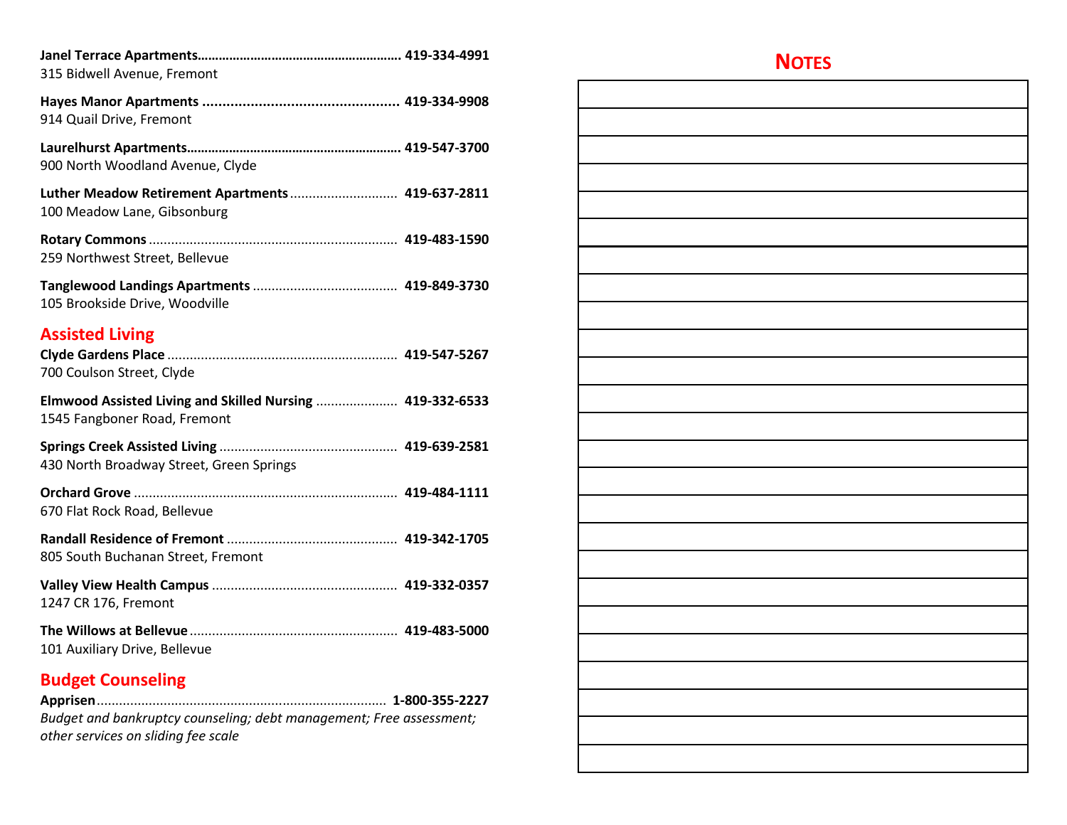**Janel Terrace Apartments**......................................................... **419-334-4991**
315 Bidwell Avenue, Fremont

**Hayes Manor Apartments** ................................................ **419-334-9908**
914 Quail Drive, Fremont

**Laurelhurst Apartments**........................................................... **419-547-3700**
900 North Woodland Avenue, Clyde

**Luther Meadow Retirement Apartments** ............................ **419-637-2811**
100 Meadow Lane, Gibsonburg

**Rotary Commons** .................................................................. **419-483-1590**
259 Northwest Street, Bellevue

**Tanglewood Landings Apartments** ...................................... **419-849-3730**
105 Brookside Drive, Woodville

## Assisted Living

**Clyde Gardens Place** ............................................................. **419-547-5267**
700 Coulson Street, Clyde

**Elmwood Assisted Living and Skilled Nursing** ...................... **419-332-6533**
1545 Fangboner Road, Fremont

**Springs Creek Assisted Living** ............................................... **419-639-2581**
430 North Broadway Street, Green Springs

**Orchard Grove** ...................................................................... **419-484-1111**
670 Flat Rock Road, Bellevue

**Randall Residence of Fremont** ............................................. **419-342-1705**
805 South Buchanan Street, Fremont

**Valley View Health Campus** ................................................. **419-332-0357**
1247 CR 176, Fremont

**The Willows at Bellevue** ....................................................... **419-483-5000**
101 Auxiliary Drive, Bellevue

## Budget Counseling

**Apprisen**............................................................................. **1-800-355-2227**
*Budget and bankruptcy counseling; debt management; Free assessment; other services on sliding fee scale*

## Notes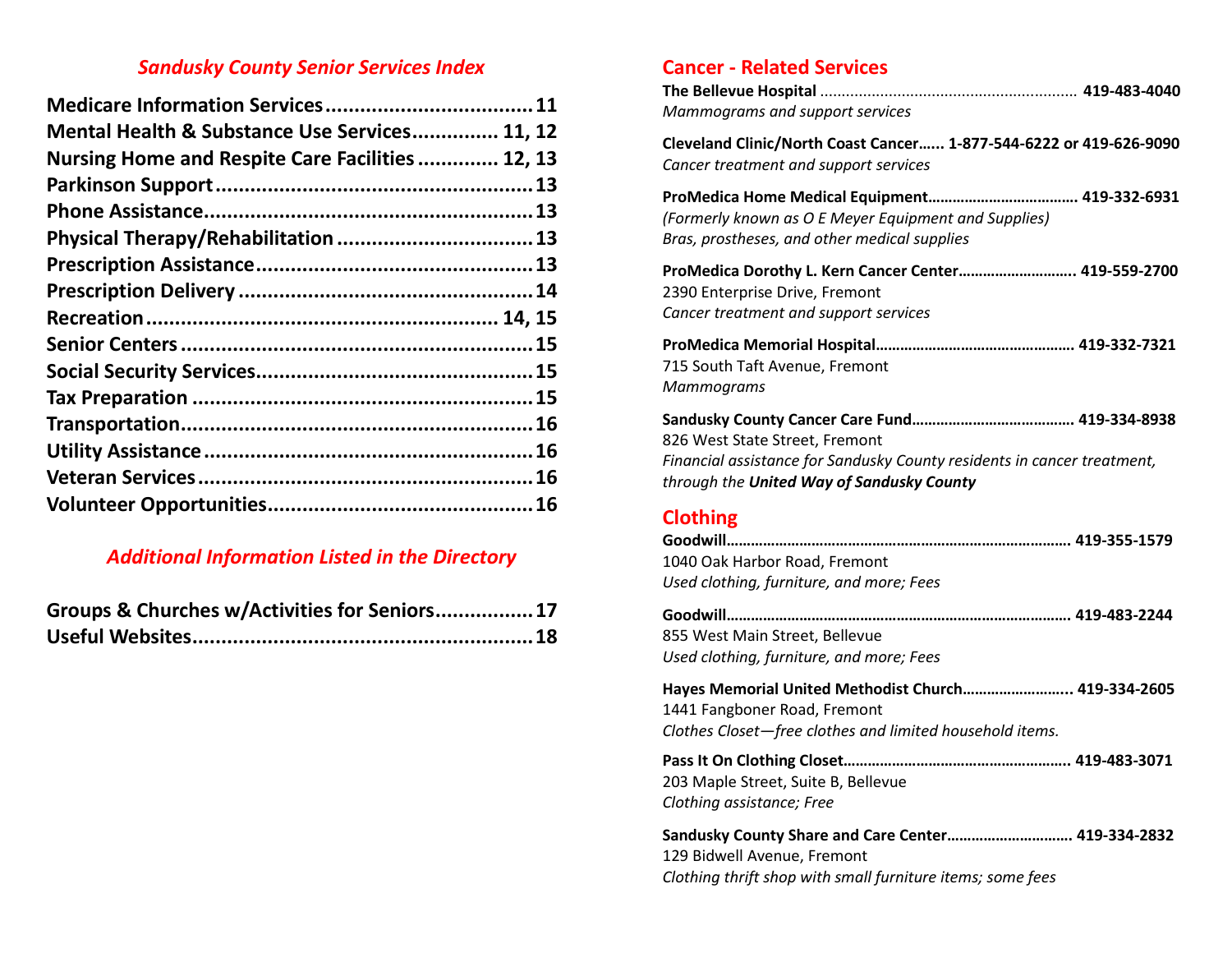## *Sandusky County Senior Services Index*

**Medicare Information Services....................................11**
**Mental Health & Substance Use Services............... 11, 12**
**Nursing Home and Respite Care Facilities .............. 12, 13**
**Parkinson Support.......................................................13**
**Phone Assistance.........................................................13**
**Physical Therapy/Rehabilitation ..................................13**
**Prescription Assistance................................................13**
**Prescription Delivery ....................................................14**
**Recreation............................................................. 14, 15**
**Senior Centers .............................................................15**
**Social Security Services.................................................15**
**Tax Preparation ............................................................15**
**Transportation..............................................................16**
**Utility Assistance ..........................................................16**
**Veteran Services...........................................................16**
**Volunteer Opportunities...............................................16**

## *Additional Information Listed in the Directory*

**Groups & Churches w/Activities for Seniors.................17**
**Useful Websites............................................................18**

## Cancer - Related Services

**The Bellevue Hospital** ........................................................... **419-483-4040**
*Mammograms and support services*

**Cleveland Clinic/North Coast Cancer...... 1-877-544-6222 or 419-626-9090**
*Cancer treatment and support services*

**ProMedica Home Medical Equipment.................................... 419-332-6931**
*(Formerly known as O E Meyer Equipment and Supplies)*
*Bras, prostheses, and other medical supplies*

**ProMedica Dorothy L. Kern Cancer Center............................ 419-559-2700**
2390 Enterprise Drive, Fremont
*Cancer treatment and support services*

**ProMedica Memorial Hospital................................................ 419-332-7321**
715 South Taft Avenue, Fremont
*Mammograms*

**Sandusky County Cancer Care Fund....................................... 419-334-8938**
826 West State Street, Fremont
*Financial assistance for Sandusky County residents in cancer treatment, through the **United Way of Sandusky County***

## Clothing

**Goodwill.................................................................................. 419-355-1579**
1040 Oak Harbor Road, Fremont
*Used clothing, furniture, and more; Fees*

**Goodwill.................................................................................. 419-483-2244**
855 West Main Street, Bellevue
*Used clothing, furniture, and more; Fees*

**Hayes Memorial United Methodist Church........................... 419-334-2605**
1441 Fangboner Road, Fremont
*Clothes Closet—free clothes and limited household items.*

**Pass It On Clothing Closet....................................................... 419-483-3071**
203 Maple Street, Suite B, Bellevue
*Clothing assistance; Free*

**Sandusky County Share and Care Center.............................. 419-334-2832**
129 Bidwell Avenue, Fremont
*Clothing thrift shop with small furniture items; some fees*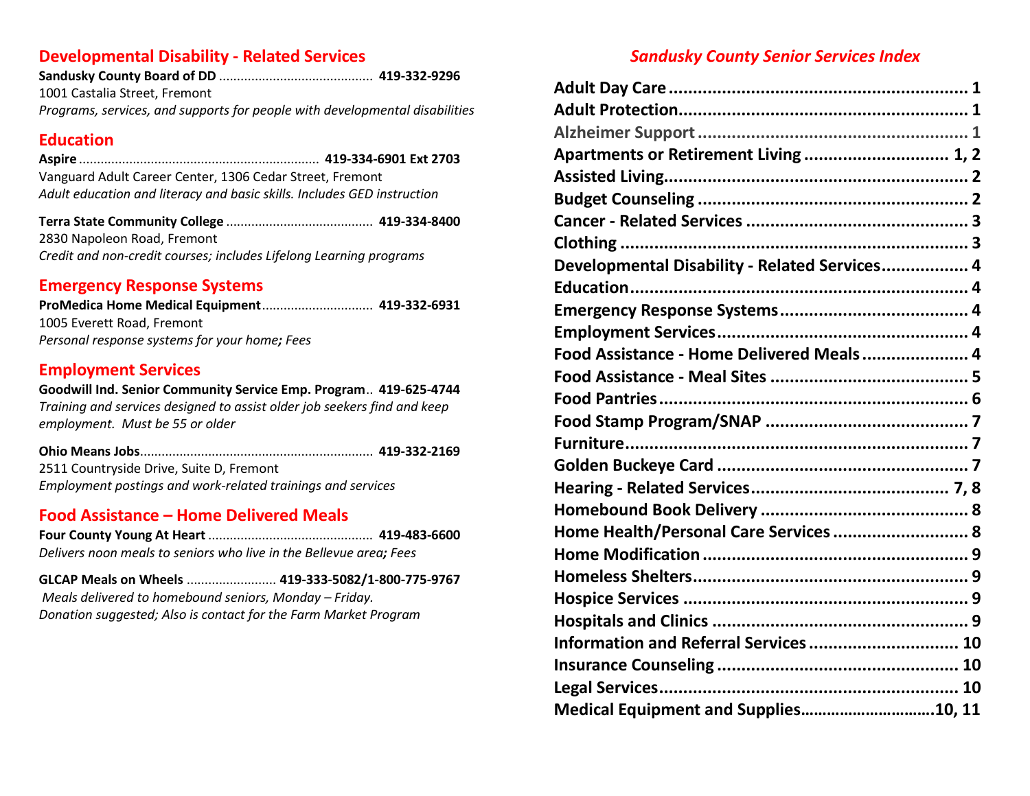## Developmental Disability - Related Services

**Sandusky County Board of DD** .......................................... **419-332-9296**
1001 Castalia Street, Fremont
*Programs, services, and supports for people with developmental disabilities*

## Education

**Aspire** .................................................................. **419-334-6901 Ext 2703**
Vanguard Adult Career Center, 1306 Cedar Street, Fremont
*Adult education and literacy and basic skills. Includes GED instruction*

**Terra State Community College** ........................................ **419-334-8400**
2830 Napoleon Road, Fremont
*Credit and non-credit courses; includes Lifelong Learning programs*

## Emergency Response Systems

**ProMedica Home Medical Equipment**.............................. **419-332-6931**
1005 Everett Road, Fremont
*Personal response systems for your home; Fees*

## Employment Services

**Goodwill Ind. Senior Community Service Emp. Program**.. **419-625-4744**
*Training and services designed to assist older job seekers find and keep employment. Must be 55 or older*

**Ohio Means Jobs**................................................................ **419-332-2169**
2511 Countryside Drive, Suite D, Fremont
*Employment postings and work-related trainings and services*

## Food Assistance – Home Delivered Meals

**Four County Young At Heart** ............................................. **419-483-6600**
*Delivers noon meals to seniors who live in the Bellevue area; Fees*

**GLCAP Meals on Wheels** ......................... **419-333-5082/1-800-775-9767**
*Meals delivered to homebound seniors, Monday – Friday.*
*Donation suggested; Also is contact for the Farm Market Program*

## *Sandusky County Senior Services Index*

**Adult Day Care** .......................................................... **1**
**Adult Protection**........................................................ **1**
**Alzheimer Support** ...................................................... **1**
**Apartments or Retirement Living** ............................ **1, 2**
**Assisted Living**............................................................ **2**
**Budget Counseling** ...................................................... **2**
**Cancer - Related Services** ........................................... **3**
**Clothing** ...................................................................... **3**
**Developmental Disability - Related Services**................. **4**
**Education**................................................................... **4**
**Emergency Response Systems**...................................... **4**
**Employment Services**.................................................. **4**
**Food Assistance - Home Delivered Meals** ...................... **4**
**Food Assistance - Meal Sites** ....................................... **5**
**Food Pantries**.............................................................. **6**
**Food Stamp Program/SNAP** ........................................ **7**
**Furniture**.................................................................... **7**
**Golden Buckeye Card** .................................................. **7**
**Hearing - Related Services**..................................... **7, 8**
**Homebound Book Delivery** .......................................... **8**
**Home Health/Personal Care Services** ........................... **8**
**Home Modification** ..................................................... **9**
**Homeless Shelters**....................................................... **9**
**Hospice Services** ......................................................... **9**
**Hospitals and Clinics** .................................................. **9**
**Information and Referral Services** .............................. **10**
**Insurance Counseling** ................................................. **10**
**Legal Services**............................................................ **10**
**Medical Equipment and Supplies**...........................**10, 11**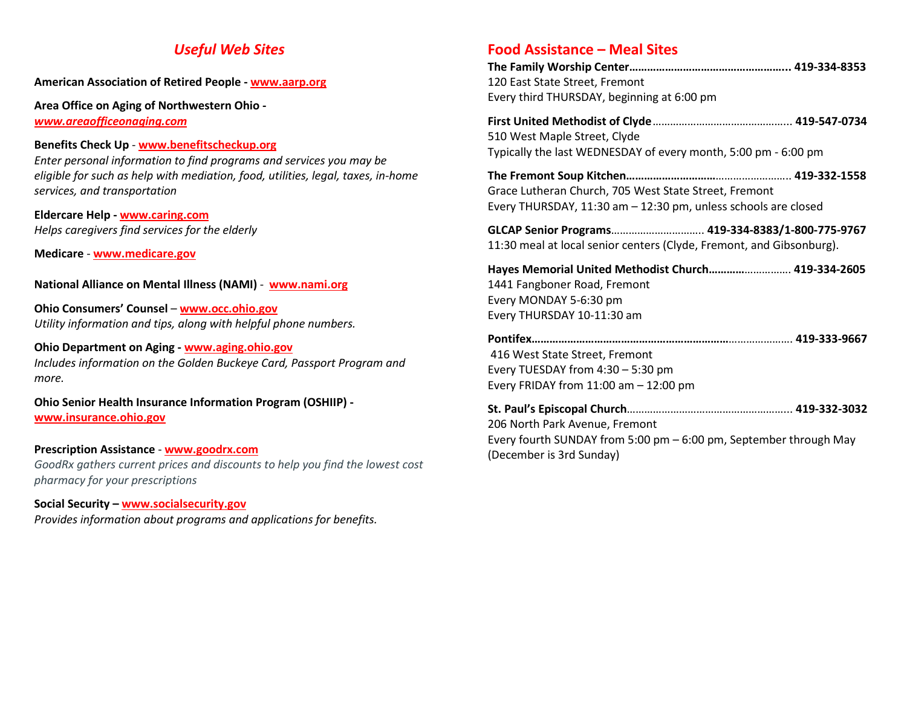## *Useful Web Sites*

**American Association of Retired People - www.aarp.org**

**Area Office on Aging of Northwestern Ohio -** ***www.areaofficeonaging.com***

**Benefits Check Up** - **www.benefitscheckup.org**
*Enter personal information to find programs and services you may be eligible for such as help with mediation, food, utilities, legal, taxes, in-home services, and transportation*

**Eldercare Help - www.caring.com**
*Helps caregivers find services for the elderly*

**Medicare** - **www.medicare.gov**

**National Alliance on Mental Illness (NAMI)** - **www.nami.org**

**Ohio Consumers' Counsel** – **www.occ.ohio.gov**
*Utility information and tips, along with helpful phone numbers.*

**Ohio Department on Aging - www.aging.ohio.gov**
*Includes information on the Golden Buckeye Card, Passport Program and more.*

**Ohio Senior Health Insurance Information Program (OSHIIP) - www.insurance.ohio.gov**

**Prescription Assistance** - **www.goodrx.com**
*GoodRx gathers current prices and discounts to help you find the lowest cost pharmacy for your prescriptions*

**Social Security – www.socialsecurity.gov**
*Provides information about programs and applications for benefits.*

## Food Assistance – Meal Sites

**The Family Worship Center…………………………………………….. 419-334-8353**
120 East State Street, Fremont
Every third THURSDAY, beginning at 6:00 pm

**First United Methodist of Clyde**……………………………………….. **419-547-0734**
510 West Maple Street, Clyde
Typically the last WEDNESDAY of every month, 5:00 pm - 6:00 pm

**The Fremont Soup Kitchen…………………………………………….. 419-332-1558**
Grace Lutheran Church, 705 West State Street, Fremont
Every THURSDAY, 11:30 am – 12:30 pm, unless schools are closed

**GLCAP Senior Programs**………………………….. **419-334-8383/1-800-775-9767**
11:30 meal at local senior centers (Clyde, Fremont, and Gibsonburg).

**Hayes Memorial United Methodist Church……………………….. 419-334-2605**
1441 Fangboner Road, Fremont
Every MONDAY 5-6:30 pm
Every THURSDAY 10-11:30 am

**Pontifex…………………………………………………………………….. 419-333-9667**
416 West State Street, Fremont
Every TUESDAY from 4:30 – 5:30 pm
Every FRIDAY from 11:00 am – 12:00 pm

**St. Paul's Episcopal Church**………………………………………………. **419-332-3032**
206 North Park Avenue, Fremont
Every fourth SUNDAY from 5:00 pm – 6:00 pm, September through May (December is 3rd Sunday)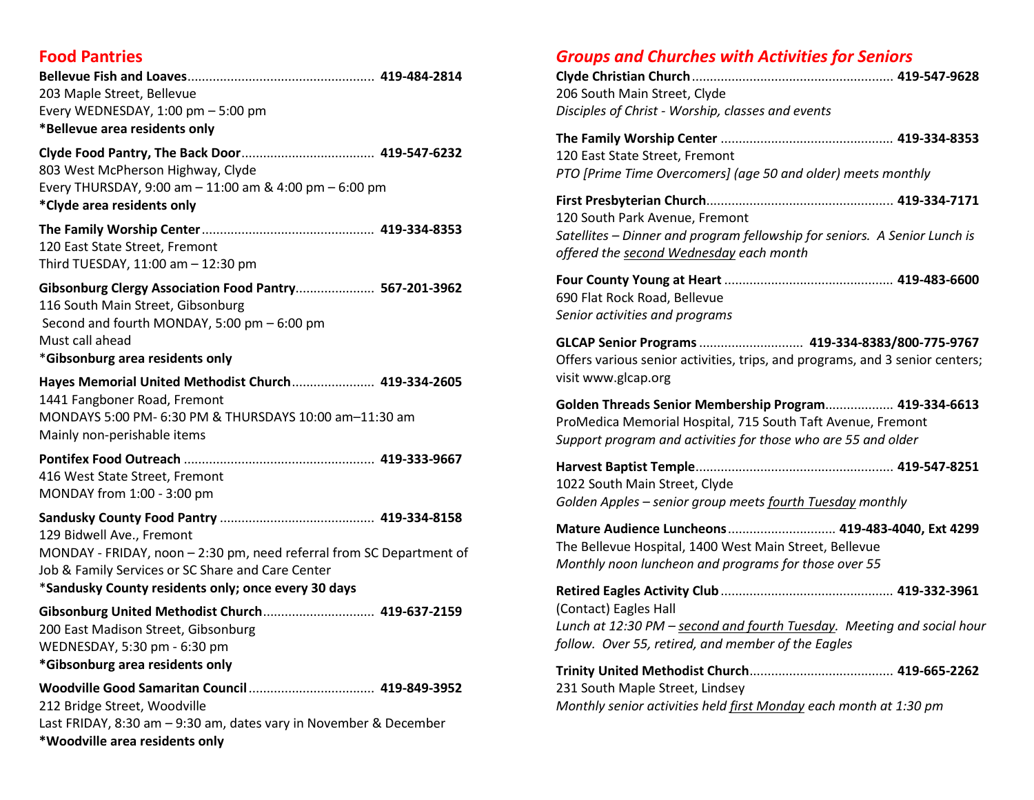## Food Pantries

**Bellevue Fish and Loaves**..................................................... **419-484-2814**
203 Maple Street, Bellevue
Every WEDNESDAY, 1:00 pm – 5:00 pm
**\*Bellevue area residents only**

**Clyde Food Pantry, The Back Door**..................................... **419-547-6232**
803 West McPherson Highway, Clyde
Every THURSDAY, 9:00 am – 11:00 am & 4:00 pm – 6:00 pm
**\*Clyde area residents only**

**The Family Worship Center**................................................ **419-334-8353**
120 East State Street, Fremont
Third TUESDAY, 11:00 am – 12:30 pm

**Gibsonburg Clergy Association Food Pantry**...................... **567-201-3962**
116 South Main Street, Gibsonburg
Second and fourth MONDAY, 5:00 pm – 6:00 pm
Must call ahead
\***Gibsonburg area residents only**

**Hayes Memorial United Methodist Church**....................... **419-334-2605**
1441 Fangboner Road, Fremont
MONDAYS 5:00 PM- 6:30 PM & THURSDAYS 10:00 am–11:30 am
Mainly non-perishable items

**Pontifex Food Outreach** ..................................................... **419-333-9667**
416 West State Street, Fremont
MONDAY from 1:00 - 3:00 pm

**Sandusky County Food Pantry** ........................................... **419-334-8158**
129 Bidwell Ave., Fremont
MONDAY - FRIDAY, noon – 2:30 pm, need referral from SC Department of Job & Family Services or SC Share and Care Center
\***Sandusky County residents only; once every 30 days**

**Gibsonburg United Methodist Church**............................... **419-637-2159**
200 East Madison Street, Gibsonburg
WEDNESDAY, 5:30 pm - 6:30 pm
**\*Gibsonburg area residents only**

**Woodville Good Samaritan Council**................................... **419-849-3952**
212 Bridge Street, Woodville
Last FRIDAY, 8:30 am – 9:30 am, dates vary in November & December
**\*Woodville area residents only**

## *Groups and Churches with Activities for Seniors*

**Clyde Christian Church**........................................................ **419-547-9628**
206 South Main Street, Clyde
*Disciples of Christ - Worship, classes and events*

**The Family Worship Center** ................................................ **419-334-8353**
120 East State Street, Fremont
*PTO [Prime Time Overcomers] (age 50 and older) meets monthly*

**First Presbyterian Church**................................................... **419-334-7171**
120 South Park Avenue, Fremont
*Satellites – Dinner and program fellowship for seniors. A Senior Lunch is offered the <u>second Wednesday</u> each month*

**Four County Young at Heart** .............................................. **419-483-6600**
690 Flat Rock Road, Bellevue
*Senior activities and programs*

**GLCAP Senior Programs** ............................. **419-334-8383/800-775-9767**
Offers various senior activities, trips, and programs, and 3 senior centers; visit www.glcap.org

**Golden Threads Senior Membership Program**.................. **419-334-6613**
ProMedica Memorial Hospital, 715 South Taft Avenue, Fremont
*Support program and activities for those who are 55 and older*

**Harvest Baptist Temple**....................................................... **419-547-8251**
1022 South Main Street, Clyde
*Golden Apples – senior group meets <u>fourth Tuesday</u> monthly*

**Mature Audience Luncheons**.............................. **419-483-4040, Ext 4299**
The Bellevue Hospital, 1400 West Main Street, Bellevue
*Monthly noon luncheon and programs for those over 55*

**Retired Eagles Activity Club**................................................ **419-332-3961**
(Contact) Eagles Hall
*Lunch at 12:30 PM – <u>second and fourth Tuesday</u>. Meeting and social hour follow. Over 55, retired, and member of the Eagles*

**Trinity United Methodist Church**........................................ **419-665-2262**
231 South Maple Street, Lindsey
*Monthly senior activities held <u>first Monday</u> each month at 1:30 pm*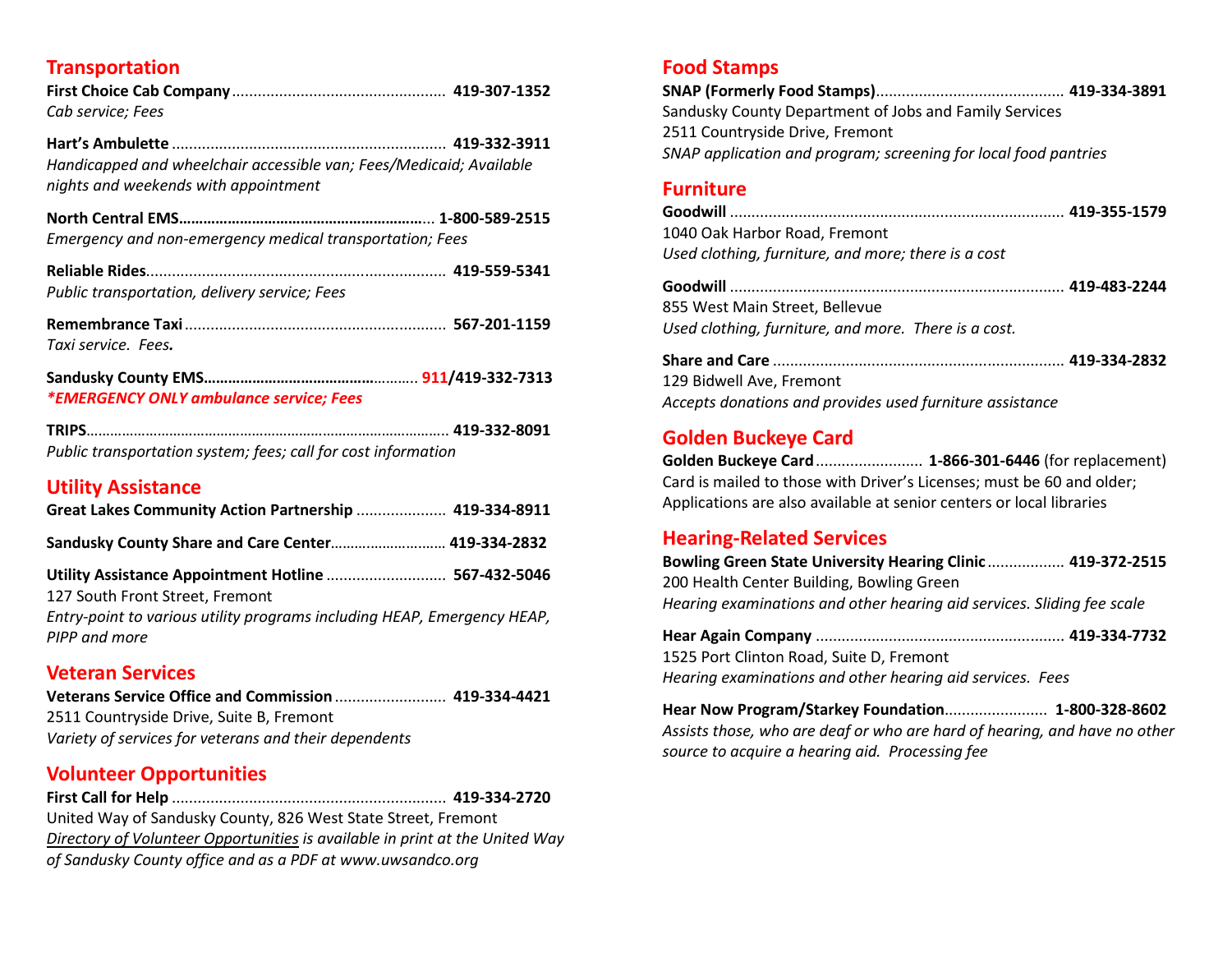## Transportation

**First Choice Cab Company** .................................................. **419-307-1352**
*Cab service; Fees*

**Hart's Ambulette** ................................................................ **419-332-3911**
*Handicapped and wheelchair accessible van; Fees/Medicaid; Available nights and weekends with appointment*

**North Central EMS**............................................................... **1-800-589-2515**
*Emergency and non-emergency medical transportation; Fees*

**Reliable Rides**..................................................................... **419-559-5341**
*Public transportation, delivery service; Fees*

**Remembrance Taxi** ............................................................ **567-201-1159**
*Taxi service. Fees.*

**Sandusky County EMS**.................................................. **911/419-332-7313**
***EMERGENCY ONLY ambulance service; Fees***

**TRIPS**.......................................................................................... **419-332-8091**
*Public transportation system; fees; call for cost information*

## Utility Assistance

**Great Lakes Community Action Partnership** ..................... **419-334-8911**

**Sandusky County Share and Care Center**............................ **419-334-2832**

**Utility Assistance Appointment Hotline** ............................ **567-432-5046**
127 South Front Street, Fremont
*Entry-point to various utility programs including HEAP, Emergency HEAP, PIPP and more*

## Veteran Services

**Veterans Service Office and Commission** .......................... **419-334-4421**
2511 Countryside Drive, Suite B, Fremont
*Variety of services for veterans and their dependents*

## Volunteer Opportunities

**First Call for Help** ................................................................ **419-334-2720**
United Way of Sandusky County, 826 West State Street, Fremont
*Directory of Volunteer Opportunities is available in print at the United Way of Sandusky County office and as a PDF at www.uwsandco.org*

## Food Stamps

**SNAP (Formerly Food Stamps)**........................................... **419-334-3891**
Sandusky County Department of Jobs and Family Services
2511 Countryside Drive, Fremont
*SNAP application and program; screening for local food pantries*

## Furniture

**Goodwill** ............................................................................. **419-355-1579**
1040 Oak Harbor Road, Fremont
*Used clothing, furniture, and more; there is a cost*

**Goodwill** ............................................................................. **419-483-2244**
855 West Main Street, Bellevue
*Used clothing, furniture, and more. There is a cost.*

**Share and Care** .................................................................... **419-334-2832**
129 Bidwell Ave, Fremont
*Accepts donations and provides used furniture assistance*

## Golden Buckeye Card

**Golden Buckeye Card**......................... **1-866-301-6446** (for replacement)
Card is mailed to those with Driver's Licenses; must be 60 and older; Applications are also available at senior centers or local libraries

## Hearing-Related Services

**Bowling Green State University Hearing Clinic**.................. **419-372-2515**
200 Health Center Building, Bowling Green
*Hearing examinations and other hearing aid services. Sliding fee scale*

**Hear Again Company** .......................................................... **419-334-7732**
1525 Port Clinton Road, Suite D, Fremont
*Hearing examinations and other hearing aid services. Fees*

**Hear Now Program/Starkey Foundation**........................ **1-800-328-8602**
*Assists those, who are deaf or who are hard of hearing, and have no other source to acquire a hearing aid. Processing fee*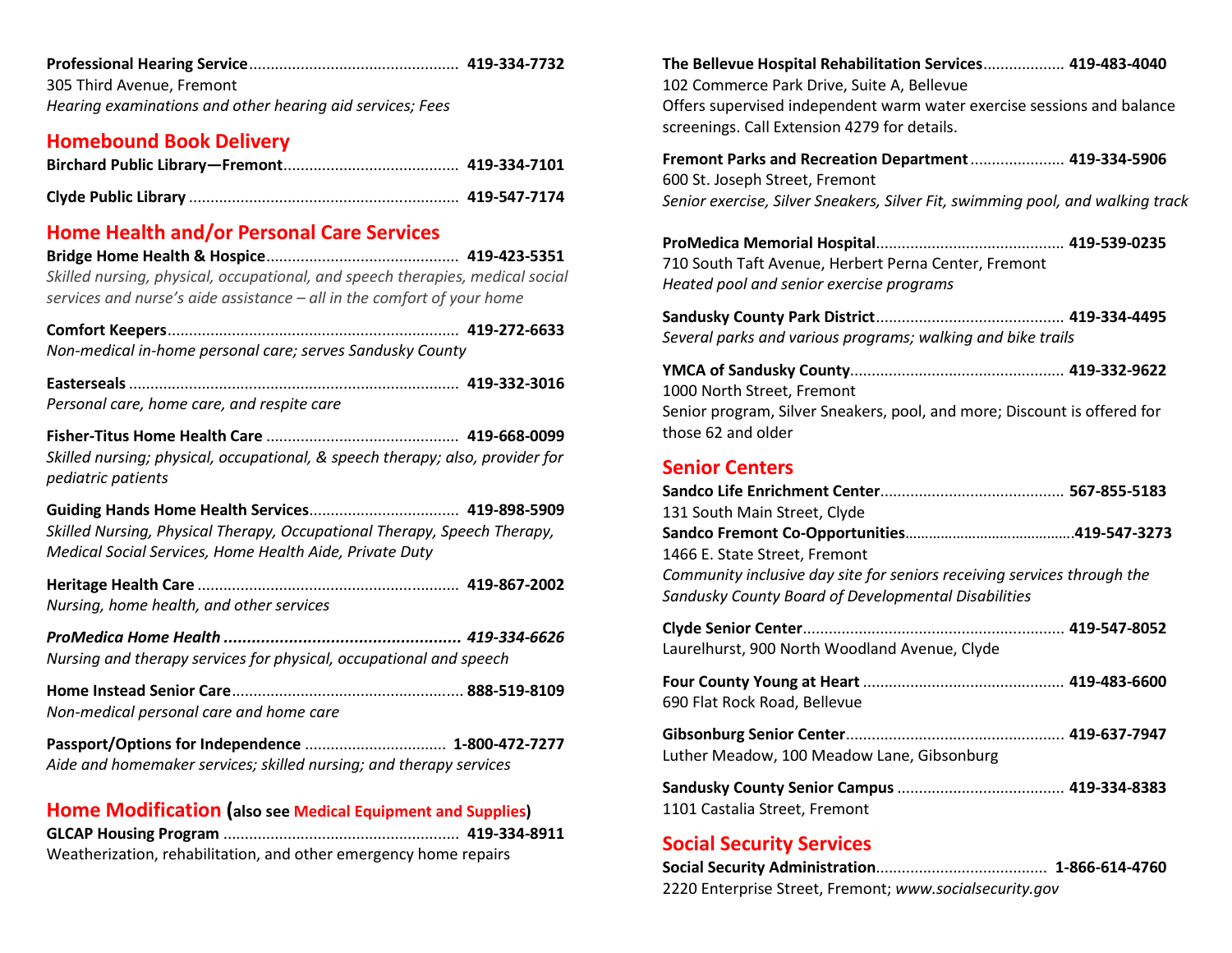**Professional Hearing Service**................................................ **419-334-7732**
305 Third Avenue, Fremont
*Hearing examinations and other hearing aid services; Fees*

## Homebound Book Delivery

**Birchard Public Library—Fremont**......................................... **419-334-7101**

**Clyde Public Library** ............................................................... **419-547-7174**

## Home Health and/or Personal Care Services

**Bridge Home Health & Hospice**............................................ **419-423-5351**
*Skilled nursing, physical, occupational, and speech therapies, medical social services and nurse's aide assistance – all in the comfort of your home*

**Comfort Keepers**.................................................................... **419-272-6633**
*Non-medical in-home personal care; serves Sandusky County*

**Easterseals** ............................................................................ **419-332-3016**
*Personal care, home care, and respite care*

**Fisher-Titus Home Health Care** ............................................ **419-668-0099**
*Skilled nursing; physical, occupational, & speech therapy; also, provider for pediatric patients*

**Guiding Hands Home Health Services**.................................. **419-898-5909**
*Skilled Nursing, Physical Therapy, Occupational Therapy, Speech Therapy, Medical Social Services, Home Health Aide, Private Duty*

**Heritage Health Care** ............................................................ **419-867-2002**
*Nursing, home health, and other services*

***ProMedica Home Health*** ***.................................................. 419-334-6626***
*Nursing and therapy services for physical, occupational and speech*

**Home Instead Senior Care**..................................................... **888-519-8109**
*Non-medical personal care and home care*

**Passport/Options for Independence** ................................. **1-800-472-7277**
*Aide and homemaker services; skilled nursing; and therapy services*

## Home Modification (also see Medical Equipment and Supplies)

**GLCAP Housing Program** ...................................................... **419-334-8911**
Weatherization, rehabilitation, and other emergency home repairs

**The Bellevue Hospital Rehabilitation Services**.................. **419-483-4040**
102 Commerce Park Drive, Suite A, Bellevue
Offers supervised independent warm water exercise sessions and balance screenings. Call Extension 4279 for details.

**Fremont Parks and Recreation Department**..................... **419-334-5906**
600 St. Joseph Street, Fremont
*Senior exercise, Silver Sneakers, Silver Fit, swimming pool, and walking track*

**ProMedica Memorial Hospital**........................................... **419-539-0235**
710 South Taft Avenue, Herbert Perna Center, Fremont
*Heated pool and senior exercise programs*

**Sandusky County Park District**........................................... **419-334-4495**
*Several parks and various programs; walking and bike trails*

**YMCA of Sandusky County**................................................. **419-332-9622**
1000 North Street, Fremont
Senior program, Silver Sneakers, pool, and more; Discount is offered for those 62 and older

## Senior Centers

**Sandco Life Enrichment Center**.......................................... **567-855-5183**
131 South Main Street, Clyde
**Sandco Fremont Co-Opportunities**..........................................**419-547-3273**
1466 E. State Street, Fremont
*Community inclusive day site for seniors receiving services through the Sandusky County Board of Developmental Disabilities*

**Clyde Senior Center**............................................................ **419-547-8052**
Laurelhurst, 900 North Woodland Avenue, Clyde

**Four County Young at Heart** .............................................. **419-483-6600**
690 Flat Rock Road, Bellevue

**Gibsonburg Senior Center**.................................................. **419-637-7947**
Luther Meadow, 100 Meadow Lane, Gibsonburg

**Sandusky County Senior Campus** ...................................... **419-334-8383**
1101 Castalia Street, Fremont

## Social Security Services

**Social Security Administration**....................................... **1-866-614-4760**
2220 Enterprise Street, Fremont; *www.socialsecurity.gov*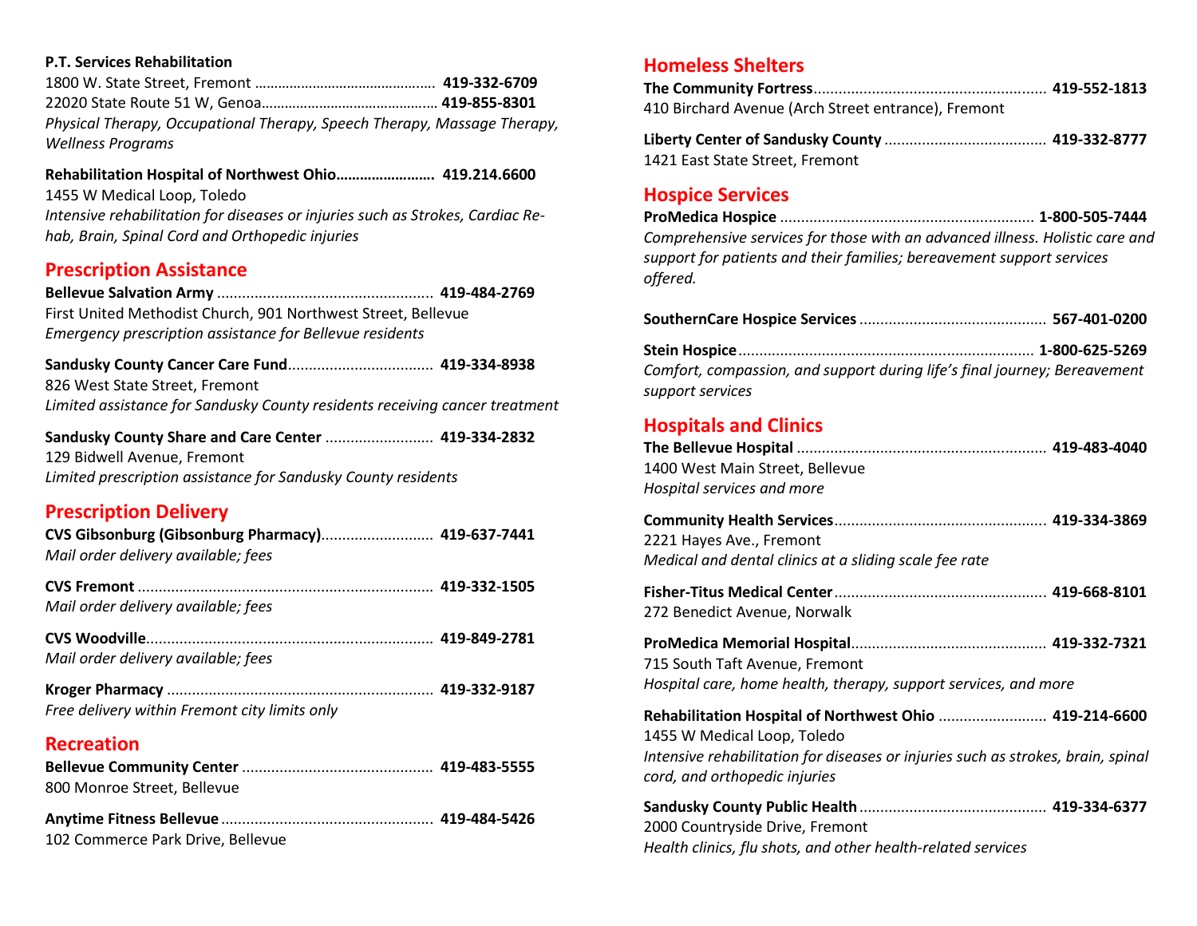**P.T. Services Rehabilitation**
1800 W. State Street, Fremont .............................................. **419-332-6709**
22020 State Route 51 W, Genoa............................................ **419-855-8301**
*Physical Therapy, Occupational Therapy, Speech Therapy, Massage Therapy, Wellness Programs*

**Rehabilitation Hospital of Northwest Ohio........................ 419.214.6600**
1455 W Medical Loop, Toledo
*Intensive rehabilitation for diseases or injuries such as Strokes, Cardiac Rehab, Brain, Spinal Cord and Orthopedic injuries*

## Prescription Assistance

**Bellevue Salvation Army** .................................................... **419-484-2769**
First United Methodist Church, 901 Northwest Street, Bellevue
*Emergency prescription assistance for Bellevue residents*

**Sandusky County Cancer Care Fund**.................................. **419-334-8938**
826 West State Street, Fremont
*Limited assistance for Sandusky County residents receiving cancer treatment*

**Sandusky County Share and Care Center** .......................... **419-334-2832**
129 Bidwell Avenue, Fremont
*Limited prescription assistance for Sandusky County residents*

## Prescription Delivery

**CVS Gibsonburg (Gibsonburg Pharmacy)**........................... **419-637-7441**
*Mail order delivery available; fees*

**CVS Fremont** ....................................................................... **419-332-1505**
*Mail order delivery available; fees*

**CVS Woodville**..................................................................... **419-849-2781**
*Mail order delivery available; fees*

**Kroger Pharmacy** ................................................................ **419-332-9187**
*Free delivery within Fremont city limits only*

## Recreation

**Bellevue Community Center** .............................................. **419-483-5555**
800 Monroe Street, Bellevue

**Anytime Fitness Bellevue** ................................................... **419-484-5426**
102 Commerce Park Drive, Bellevue

## Homeless Shelters

**The Community Fortress**........................................................ **419-552-1813**
410 Birchard Avenue (Arch Street entrance), Fremont

**Liberty Center of Sandusky County** ....................................... **419-332-8777**
1421 East State Street, Fremont

## Hospice Services

**ProMedica Hospice** ............................................................ **1-800-505-7444**
*Comprehensive services for those with an advanced illness. Holistic care and support for patients and their families; bereavement support services offered.*

**SouthernCare Hospice Services** ............................................. **567-401-0200**

**Stein Hospice**...................................................................... **1-800-625-5269**
*Comfort, compassion, and support during life's final journey; Bereavement support services*

## Hospitals and Clinics

**The Bellevue Hospital** ........................................................... **419-483-4040**
1400 West Main Street, Bellevue
*Hospital services and more*

**Community Health Services**.................................................. **419-334-3869**
2221 Hayes Ave., Fremont
*Medical and dental clinics at a sliding scale fee rate*

**Fisher-Titus Medical Center**.................................................. **419-668-8101**
272 Benedict Avenue, Norwalk

**ProMedica Memorial Hospital**.............................................. **419-332-7321**
715 South Taft Avenue, Fremont
*Hospital care, home health, therapy, support services, and more*

**Rehabilitation Hospital of Northwest Ohio** .......................... **419-214-6600**
1455 W Medical Loop, Toledo
*Intensive rehabilitation for diseases or injuries such as strokes, brain, spinal cord, and orthopedic injuries*

**Sandusky County Public Health** ............................................ **419-334-6377**
2000 Countryside Drive, Fremont
*Health clinics, flu shots, and other health-related services*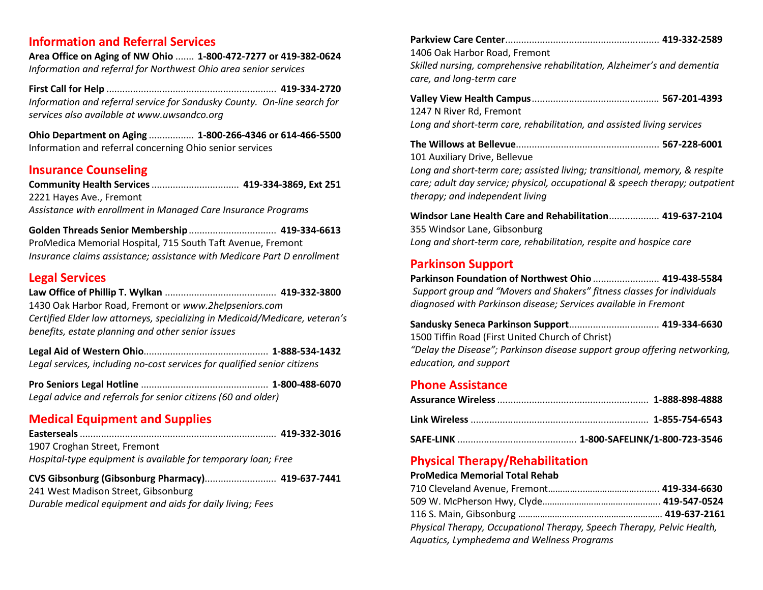## Information and Referral Services

**Area Office on Aging of NW Ohio** ....... **1-800-472-7277 or 419-382-0624**
*Information and referral for Northwest Ohio area senior services*

**First Call for Help** ................................................................ **419-334-2720**
*Information and referral service for Sandusky County. On-line search for services also available at www.uwsandco.org*

**Ohio Department on Aging** ................. **1-800-266-4346 or 614-466-5500**
Information and referral concerning Ohio senior services

## Insurance Counseling

**Community Health Services** ................................. **419-334-3869, Ext 251**
2221 Hayes Ave., Fremont
*Assistance with enrollment in Managed Care Insurance Programs*

**Golden Threads Senior Membership** ................................. **419-334-6613**
ProMedica Memorial Hospital, 715 South Taft Avenue, Fremont
*Insurance claims assistance; assistance with Medicare Part D enrollment*

## Legal Services

**Law Office of Phillip T. Wylkan** .......................................... **419-332-3800**
1430 Oak Harbor Road, Fremont or *www.2helpseniors.com*
*Certified Elder law attorneys, specializing in Medicaid/Medicare, veteran's benefits, estate planning and other senior issues*

**Legal Aid of Western Ohio**............................................... **1-888-534-1432**
*Legal services, including no-cost services for qualified senior citizens*

**Pro Seniors Legal Hotline** ................................................ **1-800-488-6070**
*Legal advice and referrals for senior citizens (60 and older)*

## Medical Equipment and Supplies

**Easterseals** .......................................................................... **419-332-3016**
1907 Croghan Street, Fremont
*Hospital-type equipment is available for temporary loan; Free*

**CVS Gibsonburg (Gibsonburg Pharmacy)**........................... **419-637-7441**
241 West Madison Street, Gibsonburg
*Durable medical equipment and aids for daily living; Fees*

**Parkview Care Center**.......................................................... **419-332-2589**
1406 Oak Harbor Road, Fremont
*Skilled nursing, comprehensive rehabilitation, Alzheimer's and dementia care, and long-term care*

**Valley View Health Campus**................................................ **567-201-4393**
1247 N River Rd, Fremont
*Long and short-term care, rehabilitation, and assisted living services*

**The Willows at Bellevue**...................................................... **567-228-6001**
101 Auxiliary Drive, Bellevue
*Long and short-term care; assisted living; transitional, memory, & respite care; adult day service; physical, occupational & speech therapy; outpatient therapy; and independent living*

**Windsor Lane Health Care and Rehabilitation**................... **419-637-2104**
355 Windsor Lane, Gibsonburg
*Long and short-term care, rehabilitation, respite and hospice care*

## Parkinson Support

**Parkinson Foundation of Northwest Ohio** ......................... **419-438-5584**
*Support group and "Movers and Shakers" fitness classes for individuals diagnosed with Parkinson disease; Services available in Fremont*

**Sandusky Seneca Parkinson Support**.................................. **419-334-6630**
1500 Tiffin Road (First United Church of Christ)
*"Delay the Disease"; Parkinson disease support group offering networking, education, and support*

## Phone Assistance

**Assurance Wireless** ......................................................... **1-888-898-4888**

**Link Wireless** .................................................................. **1-855-754-6543**

**SAFE-LINK** ............................................ **1-800-SAFELINK/1-800-723-3546**

## Physical Therapy/Rehabilitation

**ProMedica Memorial Total Rehab**
710 Cleveland Avenue, Fremont............................................ **419-334-6630**
509 W. McPherson Hwy, Clyde............................................... **419-547-0524**
116 S. Main, Gibsonburg ......................................................... **419-637-2161**
*Physical Therapy, Occupational Therapy, Speech Therapy, Pelvic Health, Aquatics, Lymphedema and Wellness Programs*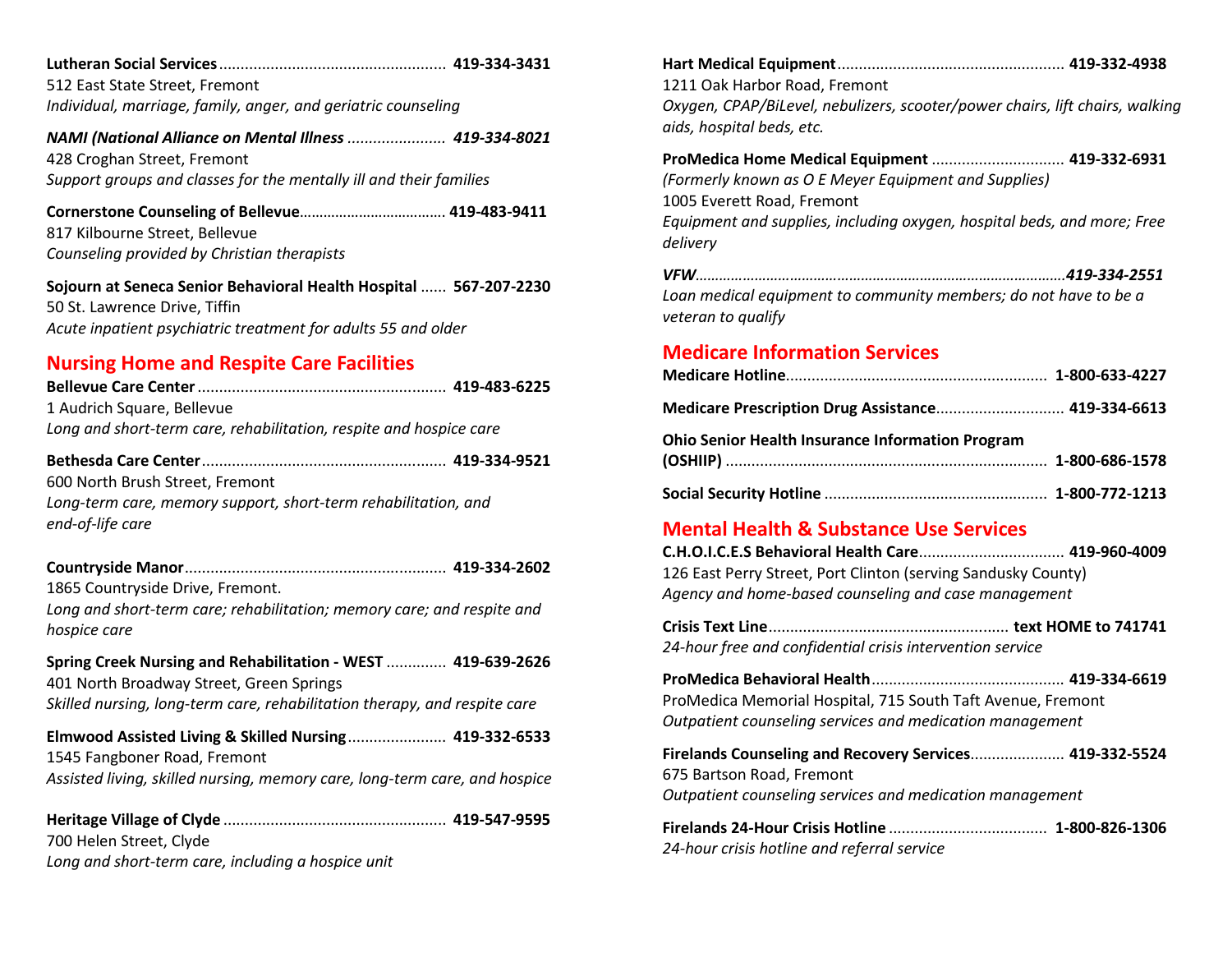**Lutheran Social Services**..................................................... **419-334-3431**
512 East State Street, Fremont
*Individual, marriage, family, anger, and geriatric counseling*

***NAMI (National Alliance on Mental Illness*** ...................... ***419-334-8021***
428 Croghan Street, Fremont
*Support groups and classes for the mentally ill and their families*

**Cornerstone Counseling of Bellevue**.................................... **419-483-9411**
817 Kilbourne Street, Bellevue
*Counseling provided by Christian therapists*

**Sojourn at Seneca Senior Behavioral Health Hospital** ...... **567-207-2230**
50 St. Lawrence Drive, Tiffin
*Acute inpatient psychiatric treatment for adults 55 and older*

## Nursing Home and Respite Care Facilities

**Bellevue Care Center**.......................................................... **419-483-6225**
1 Audrich Square, Bellevue
*Long and short-term care, rehabilitation, respite and hospice care*

**Bethesda Care Center**......................................................... **419-334-9521**
600 North Brush Street, Fremont
*Long-term care, memory support, short-term rehabilitation, and end-of-life care*

**Countryside Manor**............................................................. **419-334-2602**
1865 Countryside Drive, Fremont.
*Long and short-term care; rehabilitation; memory care; and respite and hospice care*

**Spring Creek Nursing and Rehabilitation - WEST** ............. **419-639-2626**
401 North Broadway Street, Green Springs
*Skilled nursing, long-term care, rehabilitation therapy, and respite care*

**Elmwood Assisted Living & Skilled Nursing**...................... **419-332-6533**
1545 Fangboner Road, Fremont
*Assisted living, skilled nursing, memory care, long-term care, and hospice*

**Heritage Village of Clyde** .................................................... **419-547-9595**
700 Helen Street, Clyde
*Long and short-term care, including a hospice unit*

**Hart Medical Equipment**..................................................... **419-332-4938**
1211 Oak Harbor Road, Fremont
*Oxygen, CPAP/BiLevel, nebulizers, scooter/power chairs, lift chairs, walking aids, hospital beds, etc.*

**ProMedica Home Medical Equipment** .............................. **419-332-6931**
*(Formerly known as O E Meyer Equipment and Supplies)*
1005 Everett Road, Fremont
*Equipment and supplies, including oxygen, hospital beds, and more; Free delivery*

***VFW***............................................................................................***419-334-2551***
*Loan medical equipment to community members; do not have to be a veteran to qualify*

## Medicare Information Services

**Medicare Hotline**............................................................. **1-800-633-4227**

**Medicare Prescription Drug Assistance**............................. **419-334-6613**

**Ohio Senior Health Insurance Information Program (OSHIIP)** .......................................................................... **1-800-686-1578**

**Social Security Hotline** .................................................... **1-800-772-1213**

## Mental Health & Substance Use Services

**C.H.O.I.C.E.S Behavioral Health Care**................................. **419-960-4009**
126 East Perry Street, Port Clinton (serving Sandusky County)
*Agency and home-based counseling and case management*

**Crisis Text Line**........................................................ **text HOME to 741741**
*24-hour free and confidential crisis intervention service*

**ProMedica Behavioral Health**............................................ **419-334-6619**
ProMedica Memorial Hospital, 715 South Taft Avenue, Fremont
*Outpatient counseling services and medication management*

**Firelands Counseling and Recovery Services**..................... **419-332-5524**
675 Bartson Road, Fremont
*Outpatient counseling services and medication management*

**Firelands 24-Hour Crisis Hotline** .................................... **1-800-826-1306**
*24-hour crisis hotline and referral service*